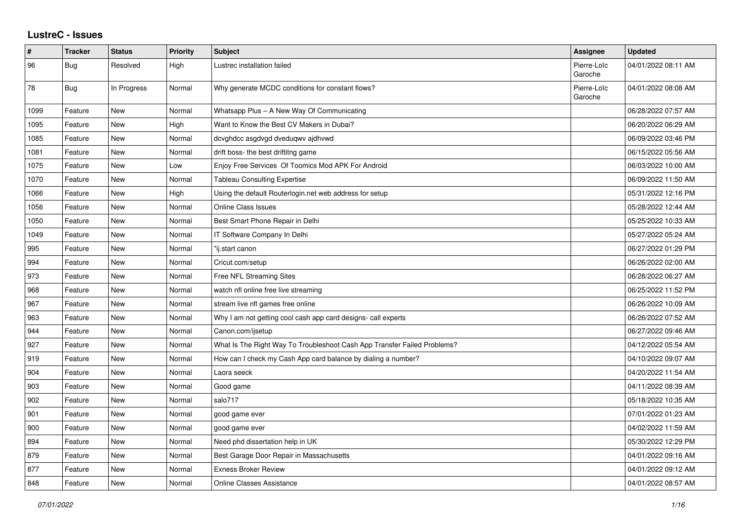# LustreC - Issues

| # | Tracker | Status | Priority | Subject | Assignee | Updated |
|---|---|---|---|---|---|---|
| 96 | Bug | Resolved | High | Lustrec installation failed | Pierre-Loïc Garoche | 04/01/2022 08:11 AM |
| 78 | Bug | In Progress | Normal | Why generate MCDC conditions for constant flows? | Pierre-Loïc Garoche | 04/01/2022 08:08 AM |
| 1099 | Feature | New | Normal | Whatsapp Plus – A New Way Of Communicating | | 06/28/2022 07:57 AM |
| 1095 | Feature | New | High | Want to Know the Best CV Makers in Dubai? | | 06/20/2022 06:29 AM |
| 1085 | Feature | New | Normal | dcvghdcc asgdvgd dveduqwv ajdhvwd | | 06/09/2022 03:46 PM |
| 1081 | Feature | New | Normal | drift boss- the best driftitng game | | 06/15/2022 05:56 AM |
| 1075 | Feature | New | Low | Enjoy Free Services Of Toomics Mod APK For Android | | 06/03/2022 10:00 AM |
| 1070 | Feature | New | Normal | Tableau Consulting Expertise | | 06/09/2022 11:50 AM |
| 1066 | Feature | New | High | Using the default Routerlogin.net web address for setup | | 05/31/2022 12:16 PM |
| 1056 | Feature | New | Normal | Online Class Issues | | 05/28/2022 12:44 AM |
| 1050 | Feature | New | Normal | Best Smart Phone Repair in Delhi | | 05/25/2022 10:33 AM |
| 1049 | Feature | New | Normal | IT Software Company In Delhi | | 05/27/2022 05:24 AM |
| 995 | Feature | New | Normal | "ij.start canon | | 06/27/2022 01:29 PM |
| 994 | Feature | New | Normal | Cricut.com/setup | | 06/26/2022 02:00 AM |
| 973 | Feature | New | Normal | Free NFL Streaming Sites | | 06/28/2022 06:27 AM |
| 968 | Feature | New | Normal | watch nfl online free live streaming | | 06/25/2022 11:52 PM |
| 967 | Feature | New | Normal | stream live nfl games free online | | 06/26/2022 10:09 AM |
| 963 | Feature | New | Normal | Why I am not getting cool cash app card designs- call experts | | 06/26/2022 07:52 AM |
| 944 | Feature | New | Normal | Canon.com/ijsetup | | 06/27/2022 09:46 AM |
| 927 | Feature | New | Normal | What Is The Right Way To Troubleshoot Cash App Transfer Failed Problems? | | 04/12/2022 05:54 AM |
| 919 | Feature | New | Normal | How can I check my Cash App card balance by dialing a number? | | 04/10/2022 09:07 AM |
| 904 | Feature | New | Normal | Laora seeck | | 04/20/2022 11:54 AM |
| 903 | Feature | New | Normal | Good game | | 04/11/2022 08:39 AM |
| 902 | Feature | New | Normal | salo717 | | 05/18/2022 10:35 AM |
| 901 | Feature | New | Normal | good game ever | | 07/01/2022 01:23 AM |
| 900 | Feature | New | Normal | good game ever | | 04/02/2022 11:59 AM |
| 894 | Feature | New | Normal | Need phd dissertation help in UK | | 05/30/2022 12:29 PM |
| 879 | Feature | New | Normal | Best Garage Door Repair in Massachusetts | | 04/01/2022 09:16 AM |
| 877 | Feature | New | Normal | Exness Broker Review | | 04/01/2022 09:12 AM |
| 848 | Feature | New | Normal | Online Classes Assistance | | 04/01/2022 08:57 AM |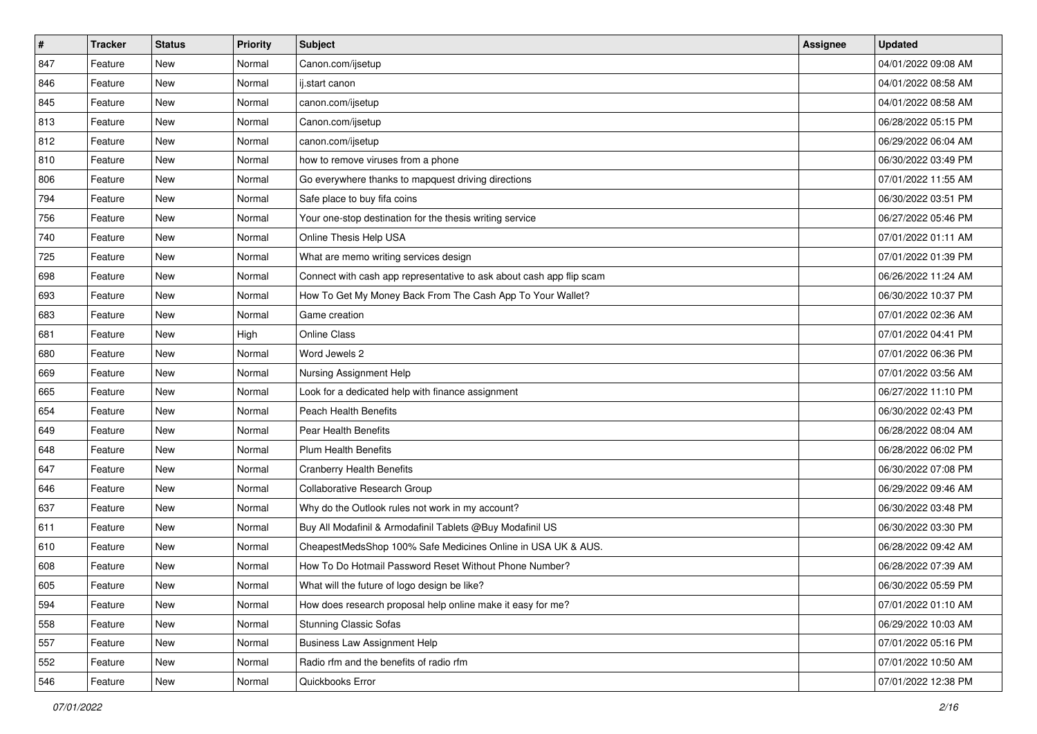| # | Tracker | Status | Priority | Subject | Assignee | Updated |
|---|---|---|---|---|---|---|
| 847 | Feature | New | Normal | Canon.com/ijsetup | | 04/01/2022 09:08 AM |
| 846 | Feature | New | Normal | ij.start canon | | 04/01/2022 08:58 AM |
| 845 | Feature | New | Normal | canon.com/ijsetup | | 04/01/2022 08:58 AM |
| 813 | Feature | New | Normal | Canon.com/ijsetup | | 06/28/2022 05:15 PM |
| 812 | Feature | New | Normal | canon.com/ijsetup | | 06/29/2022 06:04 AM |
| 810 | Feature | New | Normal | how to remove viruses from a phone | | 06/30/2022 03:49 PM |
| 806 | Feature | New | Normal | Go everywhere thanks to mapquest driving directions | | 07/01/2022 11:55 AM |
| 794 | Feature | New | Normal | Safe place to buy fifa coins | | 06/30/2022 03:51 PM |
| 756 | Feature | New | Normal | Your one-stop destination for the thesis writing service | | 06/27/2022 05:46 PM |
| 740 | Feature | New | Normal | Online Thesis Help USA | | 07/01/2022 01:11 AM |
| 725 | Feature | New | Normal | What are memo writing services design | | 07/01/2022 01:39 PM |
| 698 | Feature | New | Normal | Connect with cash app representative to ask about cash app flip scam | | 06/26/2022 11:24 AM |
| 693 | Feature | New | Normal | How To Get My Money Back From The Cash App To Your Wallet? | | 06/30/2022 10:37 PM |
| 683 | Feature | New | Normal | Game creation | | 07/01/2022 02:36 AM |
| 681 | Feature | New | High | Online Class | | 07/01/2022 04:41 PM |
| 680 | Feature | New | Normal | Word Jewels 2 | | 07/01/2022 06:36 PM |
| 669 | Feature | New | Normal | Nursing Assignment Help | | 07/01/2022 03:56 AM |
| 665 | Feature | New | Normal | Look for a dedicated help with finance assignment | | 06/27/2022 11:10 PM |
| 654 | Feature | New | Normal | Peach Health Benefits | | 06/30/2022 02:43 PM |
| 649 | Feature | New | Normal | Pear Health Benefits | | 06/28/2022 08:04 AM |
| 648 | Feature | New | Normal | Plum Health Benefits | | 06/28/2022 06:02 PM |
| 647 | Feature | New | Normal | Cranberry Health Benefits | | 06/30/2022 07:08 PM |
| 646 | Feature | New | Normal | Collaborative Research Group | | 06/29/2022 09:46 AM |
| 637 | Feature | New | Normal | Why do the Outlook rules not work in my account? | | 06/30/2022 03:48 PM |
| 611 | Feature | New | Normal | Buy All Modafinil & Armodafinil Tablets @Buy Modafinil US | | 06/30/2022 03:30 PM |
| 610 | Feature | New | Normal | CheapestMedsShop 100% Safe Medicines Online in USA UK & AUS. | | 06/28/2022 09:42 AM |
| 608 | Feature | New | Normal | How To Do Hotmail Password Reset Without Phone Number? | | 06/28/2022 07:39 AM |
| 605 | Feature | New | Normal | What will the future of logo design be like? | | 06/30/2022 05:59 PM |
| 594 | Feature | New | Normal | How does research proposal help online make it easy for me? | | 07/01/2022 01:10 AM |
| 558 | Feature | New | Normal | Stunning Classic Sofas | | 06/29/2022 10:03 AM |
| 557 | Feature | New | Normal | Business Law Assignment Help | | 07/01/2022 05:16 PM |
| 552 | Feature | New | Normal | Radio rfm and the benefits of radio rfm | | 07/01/2022 10:50 AM |
| 546 | Feature | New | Normal | Quickbooks Error | | 07/01/2022 12:38 PM |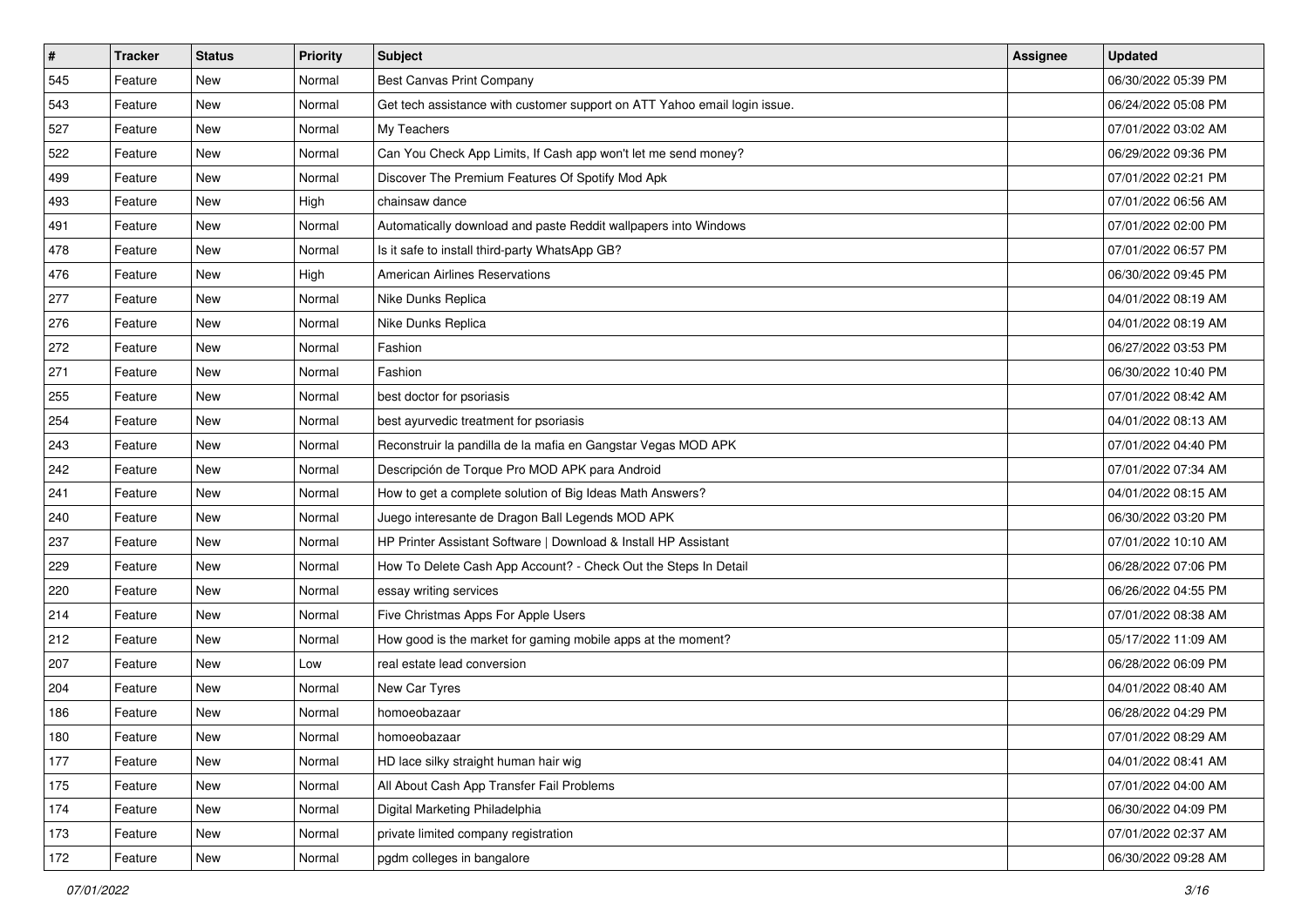| # | Tracker | Status | Priority | Subject | Assignee | Updated |
|---|---|---|---|---|---|---|
| 545 | Feature | New | Normal | Best Canvas Print Company | | 06/30/2022 05:39 PM |
| 543 | Feature | New | Normal | Get tech assistance with customer support on ATT Yahoo email login issue. | | 06/24/2022 05:08 PM |
| 527 | Feature | New | Normal | My Teachers | | 07/01/2022 03:02 AM |
| 522 | Feature | New | Normal | Can You Check App Limits, If Cash app won't let me send money? | | 06/29/2022 09:36 PM |
| 499 | Feature | New | Normal | Discover The Premium Features Of Spotify Mod Apk | | 07/01/2022 02:21 PM |
| 493 | Feature | New | High | chainsaw dance | | 07/01/2022 06:56 AM |
| 491 | Feature | New | Normal | Automatically download and paste Reddit wallpapers into Windows | | 07/01/2022 02:00 PM |
| 478 | Feature | New | Normal | Is it safe to install third-party WhatsApp GB? | | 07/01/2022 06:57 PM |
| 476 | Feature | New | High | American Airlines Reservations | | 06/30/2022 09:45 PM |
| 277 | Feature | New | Normal | Nike Dunks Replica | | 04/01/2022 08:19 AM |
| 276 | Feature | New | Normal | Nike Dunks Replica | | 04/01/2022 08:19 AM |
| 272 | Feature | New | Normal | Fashion | | 06/27/2022 03:53 PM |
| 271 | Feature | New | Normal | Fashion | | 06/30/2022 10:40 PM |
| 255 | Feature | New | Normal | best doctor for psoriasis | | 07/01/2022 08:42 AM |
| 254 | Feature | New | Normal | best ayurvedic treatment for psoriasis | | 04/01/2022 08:13 AM |
| 243 | Feature | New | Normal | Reconstruir la pandilla de la mafia en Gangstar Vegas MOD APK | | 07/01/2022 04:40 PM |
| 242 | Feature | New | Normal | Descripción de Torque Pro MOD APK para Android | | 07/01/2022 07:34 AM |
| 241 | Feature | New | Normal | How to get a complete solution of Big Ideas Math Answers? | | 04/01/2022 08:15 AM |
| 240 | Feature | New | Normal | Juego interesante de Dragon Ball Legends MOD APK | | 06/30/2022 03:20 PM |
| 237 | Feature | New | Normal | HP Printer Assistant Software \| Download & Install HP Assistant | | 07/01/2022 10:10 AM |
| 229 | Feature | New | Normal | How To Delete Cash App Account? - Check Out the Steps In Detail | | 06/28/2022 07:06 PM |
| 220 | Feature | New | Normal | essay writing services | | 06/26/2022 04:55 PM |
| 214 | Feature | New | Normal | Five Christmas Apps For Apple Users | | 07/01/2022 08:38 AM |
| 212 | Feature | New | Normal | How good is the market for gaming mobile apps at the moment? | | 05/17/2022 11:09 AM |
| 207 | Feature | New | Low | real estate lead conversion | | 06/28/2022 06:09 PM |
| 204 | Feature | New | Normal | New Car Tyres | | 04/01/2022 08:40 AM |
| 186 | Feature | New | Normal | homoeobazaar | | 06/28/2022 04:29 PM |
| 180 | Feature | New | Normal | homoeobazaar | | 07/01/2022 08:29 AM |
| 177 | Feature | New | Normal | HD lace silky straight human hair wig | | 04/01/2022 08:41 AM |
| 175 | Feature | New | Normal | All About Cash App Transfer Fail Problems | | 07/01/2022 04:00 AM |
| 174 | Feature | New | Normal | Digital Marketing Philadelphia | | 06/30/2022 04:09 PM |
| 173 | Feature | New | Normal | private limited company registration | | 07/01/2022 02:37 AM |
| 172 | Feature | New | Normal | pgdm colleges in bangalore | | 06/30/2022 09:28 AM |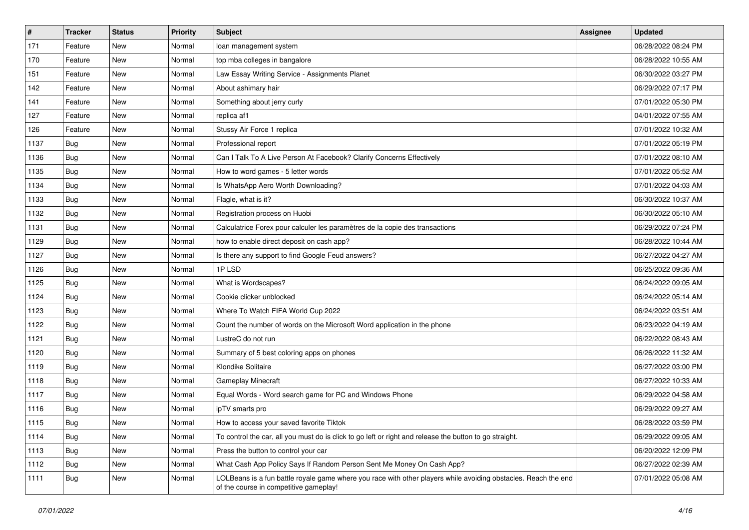| # | Tracker | Status | Priority | Subject | Assignee | Updated |
|---|---|---|---|---|---|---|
| 171 | Feature | New | Normal | loan management system | | 06/28/2022 08:24 PM |
| 170 | Feature | New | Normal | top mba colleges in bangalore | | 06/28/2022 10:55 AM |
| 151 | Feature | New | Normal | Law Essay Writing Service - Assignments Planet | | 06/30/2022 03:27 PM |
| 142 | Feature | New | Normal | About ashimary hair | | 06/29/2022 07:17 PM |
| 141 | Feature | New | Normal | Something about jerry curly | | 07/01/2022 05:30 PM |
| 127 | Feature | New | Normal | replica af1 | | 04/01/2022 07:55 AM |
| 126 | Feature | New | Normal | Stussy Air Force 1 replica | | 07/01/2022 10:32 AM |
| 1137 | Bug | New | Normal | Professional report | | 07/01/2022 05:19 PM |
| 1136 | Bug | New | Normal | Can I Talk To A Live Person At Facebook? Clarify Concerns Effectively | | 07/01/2022 08:10 AM |
| 1135 | Bug | New | Normal | How to word games - 5 letter words | | 07/01/2022 05:52 AM |
| 1134 | Bug | New | Normal | Is WhatsApp Aero Worth Downloading? | | 07/01/2022 04:03 AM |
| 1133 | Bug | New | Normal | Flagle, what is it? | | 06/30/2022 10:37 AM |
| 1132 | Bug | New | Normal | Registration process on Huobi | | 06/30/2022 05:10 AM |
| 1131 | Bug | New | Normal | Calculatrice Forex pour calculer les paramètres de la copie des transactions | | 06/29/2022 07:24 PM |
| 1129 | Bug | New | Normal | how to enable direct deposit on cash app? | | 06/28/2022 10:44 AM |
| 1127 | Bug | New | Normal | Is there any support to find Google Feud answers? | | 06/27/2022 04:27 AM |
| 1126 | Bug | New | Normal | 1P LSD | | 06/25/2022 09:36 AM |
| 1125 | Bug | New | Normal | What is Wordscapes? | | 06/24/2022 09:05 AM |
| 1124 | Bug | New | Normal | Cookie clicker unblocked | | 06/24/2022 05:14 AM |
| 1123 | Bug | New | Normal | Where To Watch FIFA World Cup 2022 | | 06/24/2022 03:51 AM |
| 1122 | Bug | New | Normal | Count the number of words on the Microsoft Word application in the phone | | 06/23/2022 04:19 AM |
| 1121 | Bug | New | Normal | LustreC do not run | | 06/22/2022 08:43 AM |
| 1120 | Bug | New | Normal | Summary of 5 best coloring apps on phones | | 06/26/2022 11:32 AM |
| 1119 | Bug | New | Normal | Klondike Solitaire | | 06/27/2022 03:00 PM |
| 1118 | Bug | New | Normal | Gameplay Minecraft | | 06/27/2022 10:33 AM |
| 1117 | Bug | New | Normal | Equal Words - Word search game for PC and Windows Phone | | 06/29/2022 04:58 AM |
| 1116 | Bug | New | Normal | ipTV smarts pro | | 06/29/2022 09:27 AM |
| 1115 | Bug | New | Normal | How to access your saved favorite Tiktok | | 06/28/2022 03:59 PM |
| 1114 | Bug | New | Normal | To control the car, all you must do is click to go left or right and release the button to go straight. | | 06/29/2022 09:05 AM |
| 1113 | Bug | New | Normal | Press the button to control your car | | 06/20/2022 12:09 PM |
| 1112 | Bug | New | Normal | What Cash App Policy Says If Random Person Sent Me Money On Cash App? | | 06/27/2022 02:39 AM |
| 1111 | Bug | New | Normal | LOLBeans is a fun battle royale game where you race with other players while avoiding obstacles. Reach the end of the course in competitive gameplay! | | 07/01/2022 05:08 AM |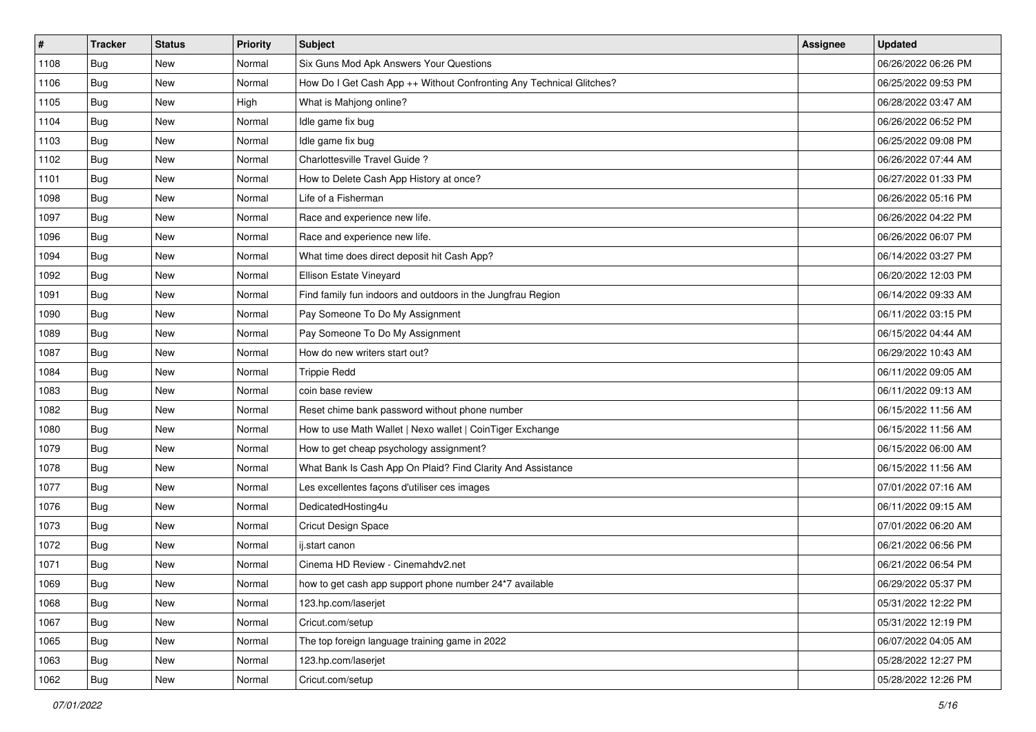| # | Tracker | Status | Priority | Subject | Assignee | Updated |
| --- | --- | --- | --- | --- | --- | --- |
| 1108 | Bug | New | Normal | Six Guns Mod Apk Answers Your Questions | | 06/26/2022 06:26 PM |
| 1106 | Bug | New | Normal | How Do I Get Cash App ++ Without Confronting Any Technical Glitches? | | 06/25/2022 09:53 PM |
| 1105 | Bug | New | High | What is Mahjong online? | | 06/28/2022 03:47 AM |
| 1104 | Bug | New | Normal | Idle game fix bug | | 06/26/2022 06:52 PM |
| 1103 | Bug | New | Normal | Idle game fix bug | | 06/25/2022 09:08 PM |
| 1102 | Bug | New | Normal | Charlottesville Travel Guide ? | | 06/26/2022 07:44 AM |
| 1101 | Bug | New | Normal | How to Delete Cash App History at once? | | 06/27/2022 01:33 PM |
| 1098 | Bug | New | Normal | Life of a Fisherman | | 06/26/2022 05:16 PM |
| 1097 | Bug | New | Normal | Race and experience new life. | | 06/26/2022 04:22 PM |
| 1096 | Bug | New | Normal | Race and experience new life. | | 06/26/2022 06:07 PM |
| 1094 | Bug | New | Normal | What time does direct deposit hit Cash App? | | 06/14/2022 03:27 PM |
| 1092 | Bug | New | Normal | Ellison Estate Vineyard | | 06/20/2022 12:03 PM |
| 1091 | Bug | New | Normal | Find family fun indoors and outdoors in the Jungfrau Region | | 06/14/2022 09:33 AM |
| 1090 | Bug | New | Normal | Pay Someone To Do My Assignment | | 06/11/2022 03:15 PM |
| 1089 | Bug | New | Normal | Pay Someone To Do My Assignment | | 06/15/2022 04:44 AM |
| 1087 | Bug | New | Normal | How do new writers start out? | | 06/29/2022 10:43 AM |
| 1084 | Bug | New | Normal | Trippie Redd | | 06/11/2022 09:05 AM |
| 1083 | Bug | New | Normal | coin base review | | 06/11/2022 09:13 AM |
| 1082 | Bug | New | Normal | Reset chime bank password without phone number | | 06/15/2022 11:56 AM |
| 1080 | Bug | New | Normal | How to use Math Wallet \| Nexo wallet \| CoinTiger Exchange | | 06/15/2022 11:56 AM |
| 1079 | Bug | New | Normal | How to get cheap psychology assignment? | | 06/15/2022 06:00 AM |
| 1078 | Bug | New | Normal | What Bank Is Cash App On Plaid? Find Clarity And Assistance | | 06/15/2022 11:56 AM |
| 1077 | Bug | New | Normal | Les excellentes façons d'utiliser ces images | | 07/01/2022 07:16 AM |
| 1076 | Bug | New | Normal | DedicatedHosting4u | | 06/11/2022 09:15 AM |
| 1073 | Bug | New | Normal | Cricut Design Space | | 07/01/2022 06:20 AM |
| 1072 | Bug | New | Normal | ij.start canon | | 06/21/2022 06:56 PM |
| 1071 | Bug | New | Normal | Cinema HD Review - Cinemahdv2.net | | 06/21/2022 06:54 PM |
| 1069 | Bug | New | Normal | how to get cash app support phone number 24*7 available | | 06/29/2022 05:37 PM |
| 1068 | Bug | New | Normal | 123.hp.com/laserjet | | 05/31/2022 12:22 PM |
| 1067 | Bug | New | Normal | Cricut.com/setup | | 05/31/2022 12:19 PM |
| 1065 | Bug | New | Normal | The top foreign language training game in 2022 | | 06/07/2022 04:05 AM |
| 1063 | Bug | New | Normal | 123.hp.com/laserjet | | 05/28/2022 12:27 PM |
| 1062 | Bug | New | Normal | Cricut.com/setup | | 05/28/2022 12:26 PM |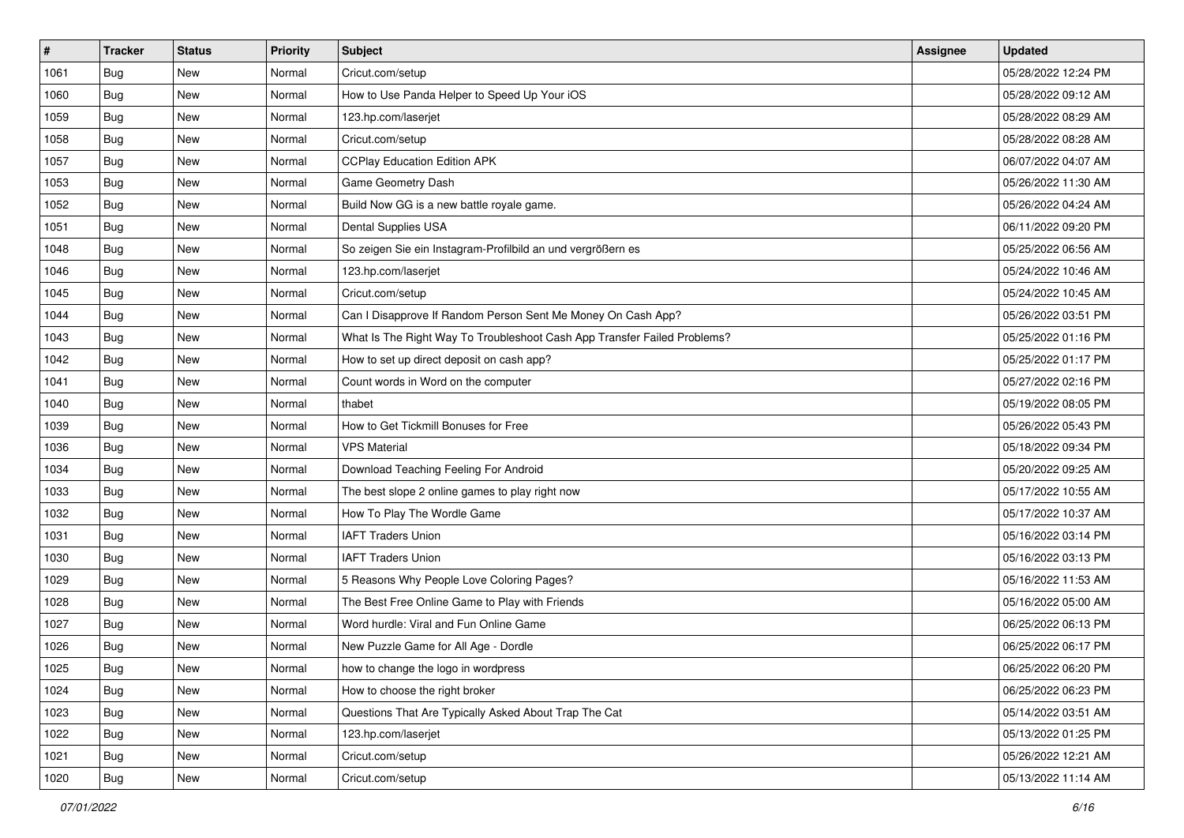| # | Tracker | Status | Priority | Subject | Assignee | Updated |
| --- | --- | --- | --- | --- | --- | --- |
| 1061 | Bug | New | Normal | Cricut.com/setup | | 05/28/2022 12:24 PM |
| 1060 | Bug | New | Normal | How to Use Panda Helper to Speed Up Your iOS | | 05/28/2022 09:12 AM |
| 1059 | Bug | New | Normal | 123.hp.com/laserjet | | 05/28/2022 08:29 AM |
| 1058 | Bug | New | Normal | Cricut.com/setup | | 05/28/2022 08:28 AM |
| 1057 | Bug | New | Normal | CCPlay Education Edition APK | | 06/07/2022 04:07 AM |
| 1053 | Bug | New | Normal | Game Geometry Dash | | 05/26/2022 11:30 AM |
| 1052 | Bug | New | Normal | Build Now GG is a new battle royale game. | | 05/26/2022 04:24 AM |
| 1051 | Bug | New | Normal | Dental Supplies USA | | 06/11/2022 09:20 PM |
| 1048 | Bug | New | Normal | So zeigen Sie ein Instagram-Profilbild an und vergrößern es | | 05/25/2022 06:56 AM |
| 1046 | Bug | New | Normal | 123.hp.com/laserjet | | 05/24/2022 10:46 AM |
| 1045 | Bug | New | Normal | Cricut.com/setup | | 05/24/2022 10:45 AM |
| 1044 | Bug | New | Normal | Can I Disapprove If Random Person Sent Me Money On Cash App? | | 05/26/2022 03:51 PM |
| 1043 | Bug | New | Normal | What Is The Right Way To Troubleshoot Cash App Transfer Failed Problems? | | 05/25/2022 01:16 PM |
| 1042 | Bug | New | Normal | How to set up direct deposit on cash app? | | 05/25/2022 01:17 PM |
| 1041 | Bug | New | Normal | Count words in Word on the computer | | 05/27/2022 02:16 PM |
| 1040 | Bug | New | Normal | thabet | | 05/19/2022 08:05 PM |
| 1039 | Bug | New | Normal | How to Get Tickmill Bonuses for Free | | 05/26/2022 05:43 PM |
| 1036 | Bug | New | Normal | VPS Material | | 05/18/2022 09:34 PM |
| 1034 | Bug | New | Normal | Download Teaching Feeling For Android | | 05/20/2022 09:25 AM |
| 1033 | Bug | New | Normal | The best slope 2 online games to play right now | | 05/17/2022 10:55 AM |
| 1032 | Bug | New | Normal | How To Play The Wordle Game | | 05/17/2022 10:37 AM |
| 1031 | Bug | New | Normal | IAFT Traders Union | | 05/16/2022 03:14 PM |
| 1030 | Bug | New | Normal | IAFT Traders Union | | 05/16/2022 03:13 PM |
| 1029 | Bug | New | Normal | 5 Reasons Why People Love Coloring Pages? | | 05/16/2022 11:53 AM |
| 1028 | Bug | New | Normal | The Best Free Online Game to Play with Friends | | 05/16/2022 05:00 AM |
| 1027 | Bug | New | Normal | Word hurdle: Viral and Fun Online Game | | 06/25/2022 06:13 PM |
| 1026 | Bug | New | Normal | New Puzzle Game for All Age - Dordle | | 06/25/2022 06:17 PM |
| 1025 | Bug | New | Normal | how to change the logo in wordpress | | 06/25/2022 06:20 PM |
| 1024 | Bug | New | Normal | How to choose the right broker | | 06/25/2022 06:23 PM |
| 1023 | Bug | New | Normal | Questions That Are Typically Asked About Trap The Cat | | 05/14/2022 03:51 AM |
| 1022 | Bug | New | Normal | 123.hp.com/laserjet | | 05/13/2022 01:25 PM |
| 1021 | Bug | New | Normal | Cricut.com/setup | | 05/26/2022 12:21 AM |
| 1020 | Bug | New | Normal | Cricut.com/setup | | 05/13/2022 11:14 AM |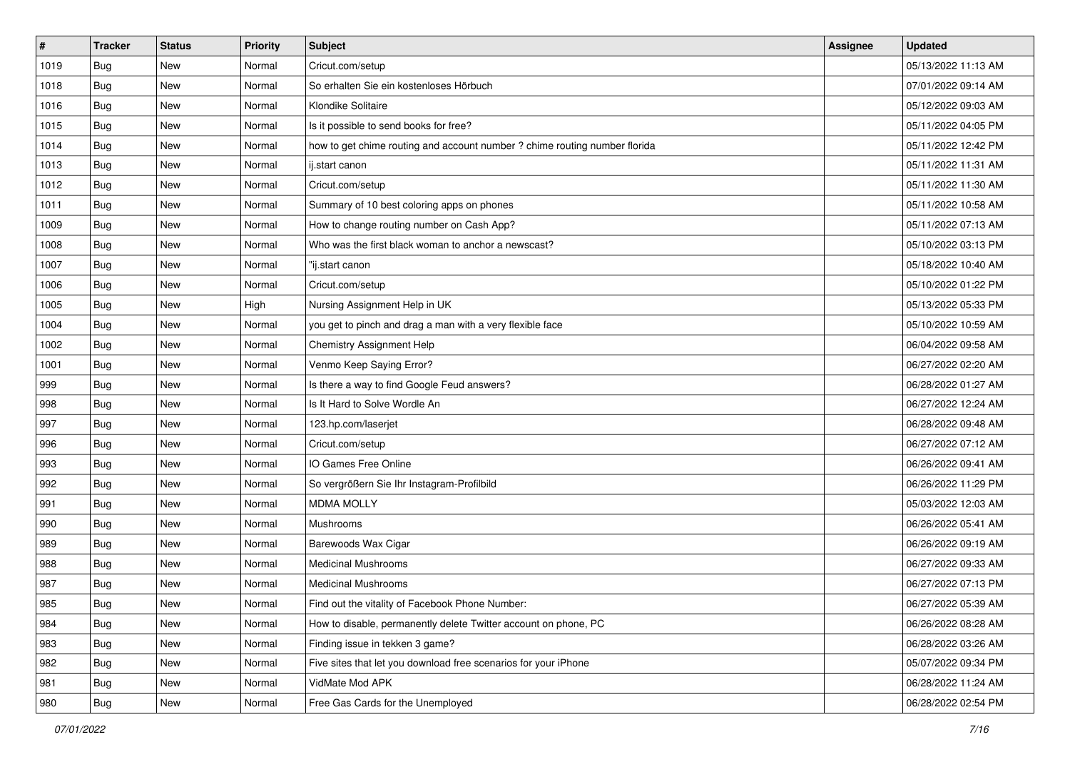| # | Tracker | Status | Priority | Subject | Assignee | Updated |
|---|---|---|---|---|---|---|
| 1019 | Bug | New | Normal | Cricut.com/setup | | 05/13/2022 11:13 AM |
| 1018 | Bug | New | Normal | So erhalten Sie ein kostenloses Hörbuch | | 07/01/2022 09:14 AM |
| 1016 | Bug | New | Normal | Klondike Solitaire | | 05/12/2022 09:03 AM |
| 1015 | Bug | New | Normal | Is it possible to send books for free? | | 05/11/2022 04:05 PM |
| 1014 | Bug | New | Normal | how to get chime routing and account number ? chime routing number florida | | 05/11/2022 12:42 PM |
| 1013 | Bug | New | Normal | ij.start canon | | 05/11/2022 11:31 AM |
| 1012 | Bug | New | Normal | Cricut.com/setup | | 05/11/2022 11:30 AM |
| 1011 | Bug | New | Normal | Summary of 10 best coloring apps on phones | | 05/11/2022 10:58 AM |
| 1009 | Bug | New | Normal | How to change routing number on Cash App? | | 05/11/2022 07:13 AM |
| 1008 | Bug | New | Normal | Who was the first black woman to anchor a newscast? | | 05/10/2022 03:13 PM |
| 1007 | Bug | New | Normal | "ij.start canon | | 05/18/2022 10:40 AM |
| 1006 | Bug | New | Normal | Cricut.com/setup | | 05/10/2022 01:22 PM |
| 1005 | Bug | New | High | Nursing Assignment Help in UK | | 05/13/2022 05:33 PM |
| 1004 | Bug | New | Normal | you get to pinch and drag a man with a very flexible face | | 05/10/2022 10:59 AM |
| 1002 | Bug | New | Normal | Chemistry Assignment Help | | 06/04/2022 09:58 AM |
| 1001 | Bug | New | Normal | Venmo Keep Saying Error? | | 06/27/2022 02:20 AM |
| 999 | Bug | New | Normal | Is there a way to find Google Feud answers? | | 06/28/2022 01:27 AM |
| 998 | Bug | New | Normal | Is It Hard to Solve Wordle An | | 06/27/2022 12:24 AM |
| 997 | Bug | New | Normal | 123.hp.com/laserjet | | 06/28/2022 09:48 AM |
| 996 | Bug | New | Normal | Cricut.com/setup | | 06/27/2022 07:12 AM |
| 993 | Bug | New | Normal | IO Games Free Online | | 06/26/2022 09:41 AM |
| 992 | Bug | New | Normal | So vergrößern Sie Ihr Instagram-Profilbild | | 06/26/2022 11:29 PM |
| 991 | Bug | New | Normal | MDMA MOLLY | | 05/03/2022 12:03 AM |
| 990 | Bug | New | Normal | Mushrooms | | 06/26/2022 05:41 AM |
| 989 | Bug | New | Normal | Barewoods Wax Cigar | | 06/26/2022 09:19 AM |
| 988 | Bug | New | Normal | Medicinal Mushrooms | | 06/27/2022 09:33 AM |
| 987 | Bug | New | Normal | Medicinal Mushrooms | | 06/27/2022 07:13 PM |
| 985 | Bug | New | Normal | Find out the vitality of Facebook Phone Number: | | 06/27/2022 05:39 AM |
| 984 | Bug | New | Normal | How to disable, permanently delete Twitter account on phone, PC | | 06/26/2022 08:28 AM |
| 983 | Bug | New | Normal | Finding issue in tekken 3 game? | | 06/28/2022 03:26 AM |
| 982 | Bug | New | Normal | Five sites that let you download free scenarios for your iPhone | | 05/07/2022 09:34 PM |
| 981 | Bug | New | Normal | VidMate Mod APK | | 06/28/2022 11:24 AM |
| 980 | Bug | New | Normal | Free Gas Cards for the Unemployed | | 06/28/2022 02:54 PM |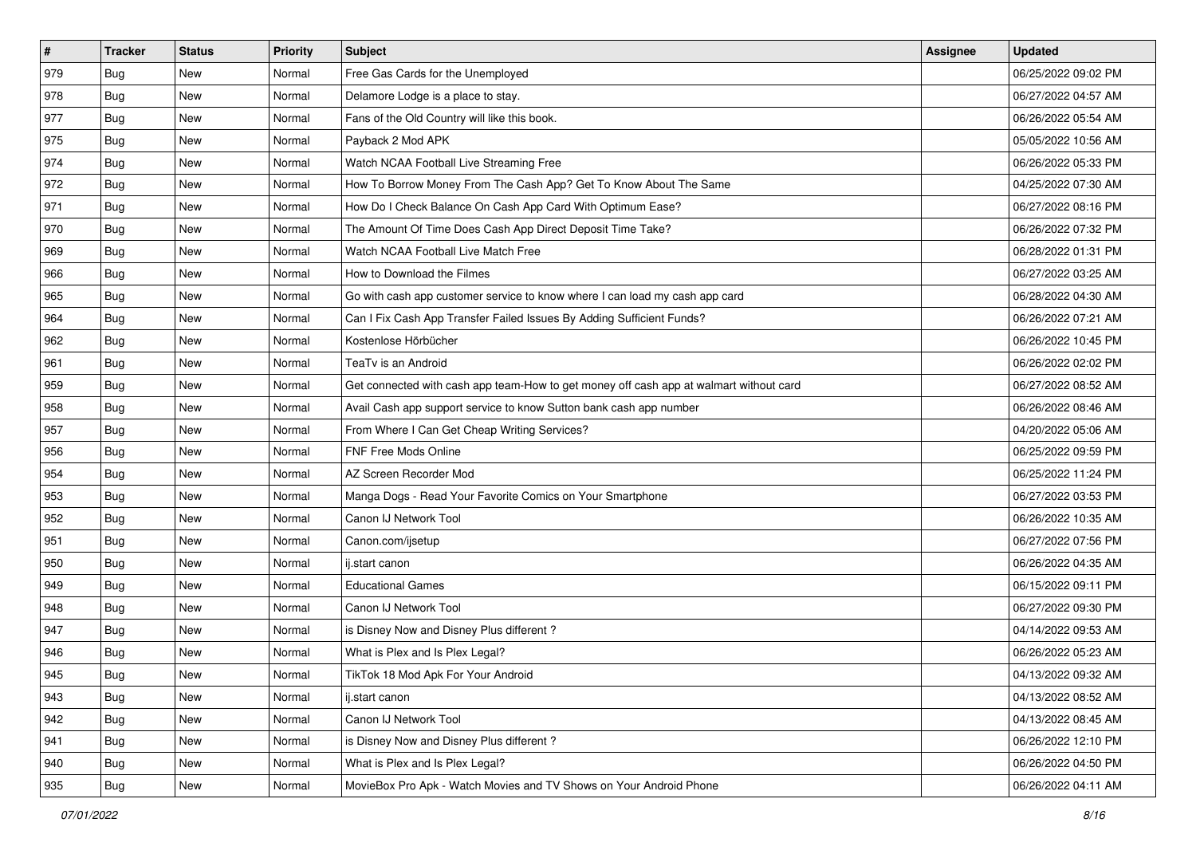| # | Tracker | Status | Priority | Subject | Assignee | Updated |
|---|---|---|---|---|---|---|
| 979 | Bug | New | Normal | Free Gas Cards for the Unemployed | | 06/25/2022 09:02 PM |
| 978 | Bug | New | Normal | Delamore Lodge is a place to stay. | | 06/27/2022 04:57 AM |
| 977 | Bug | New | Normal | Fans of the Old Country will like this book. | | 06/26/2022 05:54 AM |
| 975 | Bug | New | Normal | Payback 2 Mod APK | | 05/05/2022 10:56 AM |
| 974 | Bug | New | Normal | Watch NCAA Football Live Streaming Free | | 06/26/2022 05:33 PM |
| 972 | Bug | New | Normal | How To Borrow Money From The Cash App? Get To Know About The Same | | 04/25/2022 07:30 AM |
| 971 | Bug | New | Normal | How Do I Check Balance On Cash App Card With Optimum Ease? | | 06/27/2022 08:16 PM |
| 970 | Bug | New | Normal | The Amount Of Time Does Cash App Direct Deposit Time Take? | | 06/26/2022 07:32 PM |
| 969 | Bug | New | Normal | Watch NCAA Football Live Match Free | | 06/28/2022 01:31 PM |
| 966 | Bug | New | Normal | How to Download the Filmes | | 06/27/2022 03:25 AM |
| 965 | Bug | New | Normal | Go with cash app customer service to know where I can load my cash app card | | 06/28/2022 04:30 AM |
| 964 | Bug | New | Normal | Can I Fix Cash App Transfer Failed Issues By Adding Sufficient Funds? | | 06/26/2022 07:21 AM |
| 962 | Bug | New | Normal | Kostenlose Hörbücher | | 06/26/2022 10:45 PM |
| 961 | Bug | New | Normal | TeaTv is an Android | | 06/26/2022 02:02 PM |
| 959 | Bug | New | Normal | Get connected with cash app team-How to get money off cash app at walmart without card | | 06/27/2022 08:52 AM |
| 958 | Bug | New | Normal | Avail Cash app support service to know Sutton bank cash app number | | 06/26/2022 08:46 AM |
| 957 | Bug | New | Normal | From Where I Can Get Cheap Writing Services? | | 04/20/2022 05:06 AM |
| 956 | Bug | New | Normal | FNF Free Mods Online | | 06/25/2022 09:59 PM |
| 954 | Bug | New | Normal | AZ Screen Recorder Mod | | 06/25/2022 11:24 PM |
| 953 | Bug | New | Normal | Manga Dogs - Read Your Favorite Comics on Your Smartphone | | 06/27/2022 03:53 PM |
| 952 | Bug | New | Normal | Canon IJ Network Tool | | 06/26/2022 10:35 AM |
| 951 | Bug | New | Normal | Canon.com/ijsetup | | 06/27/2022 07:56 PM |
| 950 | Bug | New | Normal | ij.start canon | | 06/26/2022 04:35 AM |
| 949 | Bug | New | Normal | Educational Games | | 06/15/2022 09:11 PM |
| 948 | Bug | New | Normal | Canon IJ Network Tool | | 06/27/2022 09:30 PM |
| 947 | Bug | New | Normal | is Disney Now and Disney Plus different ? | | 04/14/2022 09:53 AM |
| 946 | Bug | New | Normal | What is Plex and Is Plex Legal? | | 06/26/2022 05:23 AM |
| 945 | Bug | New | Normal | TikTok 18 Mod Apk For Your Android | | 04/13/2022 09:32 AM |
| 943 | Bug | New | Normal | ij.start canon | | 04/13/2022 08:52 AM |
| 942 | Bug | New | Normal | Canon IJ Network Tool | | 04/13/2022 08:45 AM |
| 941 | Bug | New | Normal | is Disney Now and Disney Plus different ? | | 06/26/2022 12:10 PM |
| 940 | Bug | New | Normal | What is Plex and Is Plex Legal? | | 06/26/2022 04:50 PM |
| 935 | Bug | New | Normal | MovieBox Pro Apk - Watch Movies and TV Shows on Your Android Phone | | 06/26/2022 04:11 AM |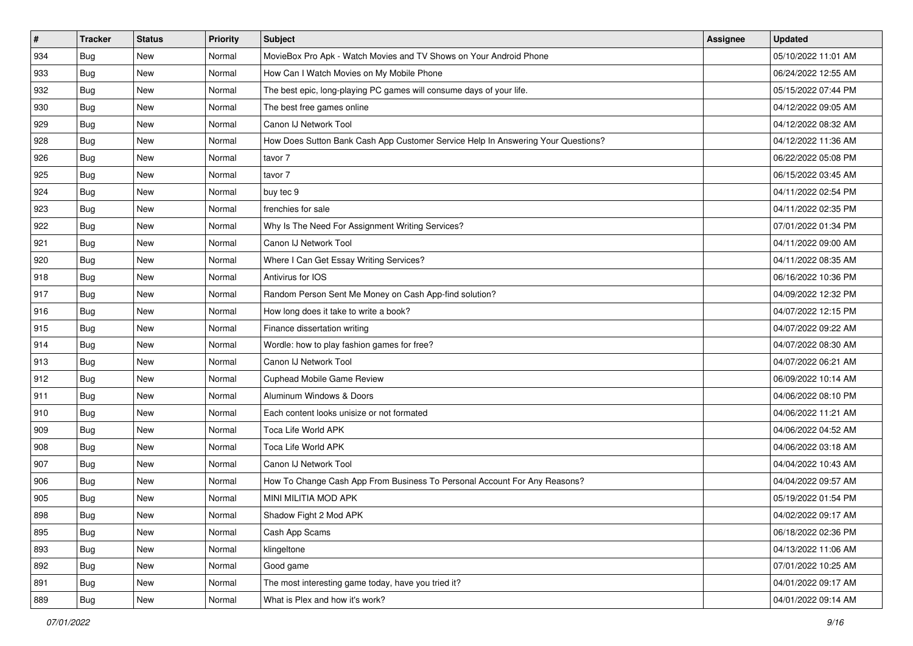| # | Tracker | Status | Priority | Subject | Assignee | Updated |
|---|---|---|---|---|---|---|
| 934 | Bug | New | Normal | MovieBox Pro Apk - Watch Movies and TV Shows on Your Android Phone | | 05/10/2022 11:01 AM |
| 933 | Bug | New | Normal | How Can I Watch Movies on My Mobile Phone | | 06/24/2022 12:55 AM |
| 932 | Bug | New | Normal | The best epic, long-playing PC games will consume days of your life. | | 05/15/2022 07:44 PM |
| 930 | Bug | New | Normal | The best free games online | | 04/12/2022 09:05 AM |
| 929 | Bug | New | Normal | Canon IJ Network Tool | | 04/12/2022 08:32 AM |
| 928 | Bug | New | Normal | How Does Sutton Bank Cash App Customer Service Help In Answering Your Questions? | | 04/12/2022 11:36 AM |
| 926 | Bug | New | Normal | tavor 7 | | 06/22/2022 05:08 PM |
| 925 | Bug | New | Normal | tavor 7 | | 06/15/2022 03:45 AM |
| 924 | Bug | New | Normal | buy tec 9 | | 04/11/2022 02:54 PM |
| 923 | Bug | New | Normal | frenchies for sale | | 04/11/2022 02:35 PM |
| 922 | Bug | New | Normal | Why Is The Need For Assignment Writing Services? | | 07/01/2022 01:34 PM |
| 921 | Bug | New | Normal | Canon IJ Network Tool | | 04/11/2022 09:00 AM |
| 920 | Bug | New | Normal | Where I Can Get Essay Writing Services? | | 04/11/2022 08:35 AM |
| 918 | Bug | New | Normal | Antivirus for IOS | | 06/16/2022 10:36 PM |
| 917 | Bug | New | Normal | Random Person Sent Me Money on Cash App-find solution? | | 04/09/2022 12:32 PM |
| 916 | Bug | New | Normal | How long does it take to write a book? | | 04/07/2022 12:15 PM |
| 915 | Bug | New | Normal | Finance dissertation writing | | 04/07/2022 09:22 AM |
| 914 | Bug | New | Normal | Wordle: how to play fashion games for free? | | 04/07/2022 08:30 AM |
| 913 | Bug | New | Normal | Canon IJ Network Tool | | 04/07/2022 06:21 AM |
| 912 | Bug | New | Normal | Cuphead Mobile Game Review | | 06/09/2022 10:14 AM |
| 911 | Bug | New | Normal | Aluminum Windows & Doors | | 04/06/2022 08:10 PM |
| 910 | Bug | New | Normal | Each content looks unisize or not formated | | 04/06/2022 11:21 AM |
| 909 | Bug | New | Normal | Toca Life World APK | | 04/06/2022 04:52 AM |
| 908 | Bug | New | Normal | Toca Life World APK | | 04/06/2022 03:18 AM |
| 907 | Bug | New | Normal | Canon IJ Network Tool | | 04/04/2022 10:43 AM |
| 906 | Bug | New | Normal | How To Change Cash App From Business To Personal Account For Any Reasons? | | 04/04/2022 09:57 AM |
| 905 | Bug | New | Normal | MINI MILITIA MOD APK | | 05/19/2022 01:54 PM |
| 898 | Bug | New | Normal | Shadow Fight 2 Mod APK | | 04/02/2022 09:17 AM |
| 895 | Bug | New | Normal | Cash App Scams | | 06/18/2022 02:36 PM |
| 893 | Bug | New | Normal | klingeltone | | 04/13/2022 11:06 AM |
| 892 | Bug | New | Normal | Good game | | 07/01/2022 10:25 AM |
| 891 | Bug | New | Normal | The most interesting game today, have you tried it? | | 04/01/2022 09:17 AM |
| 889 | Bug | New | Normal | What is Plex and how it's work? | | 04/01/2022 09:14 AM |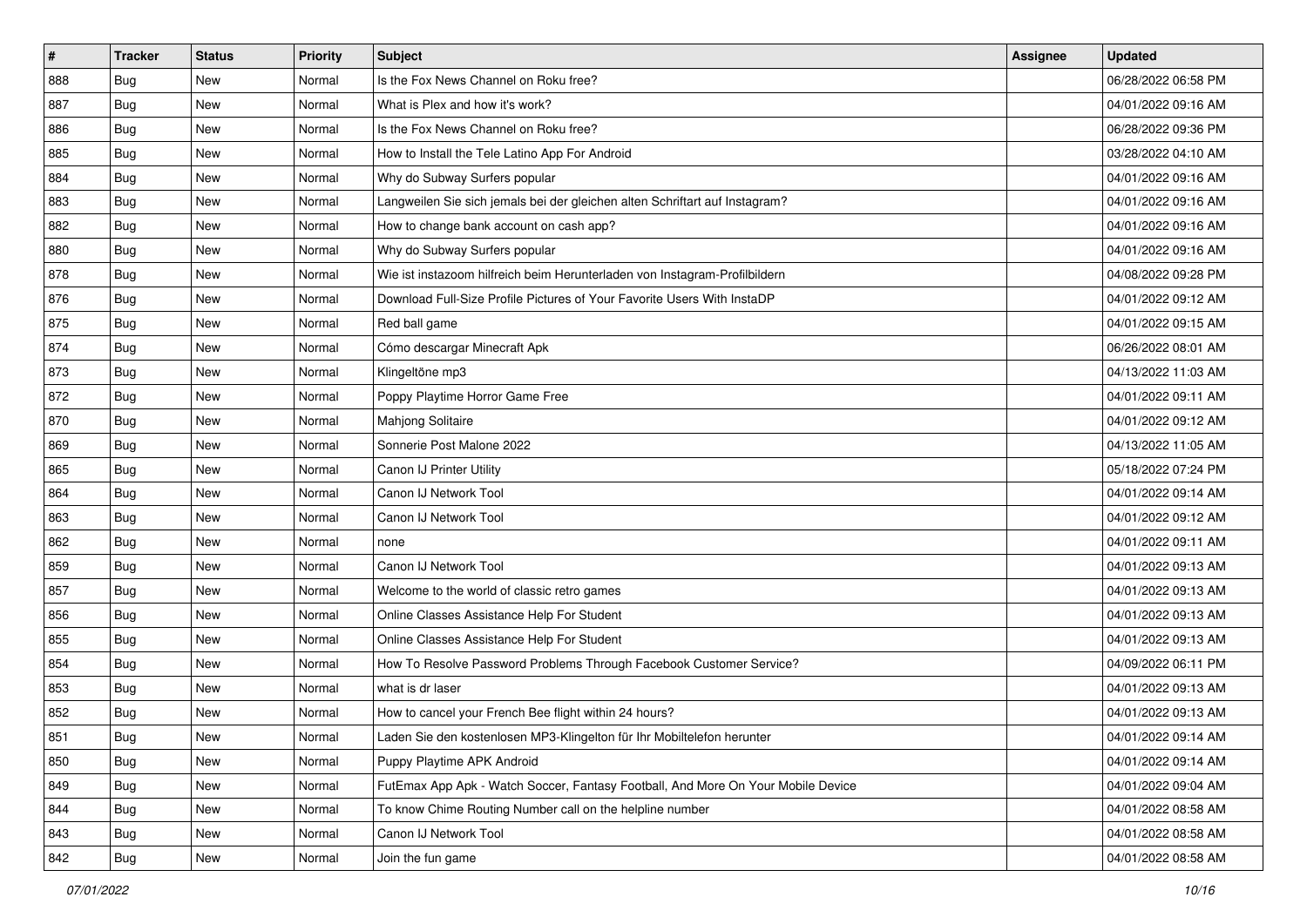| # | Tracker | Status | Priority | Subject | Assignee | Updated |
|---|---|---|---|---|---|---|
| 888 | Bug | New | Normal | Is the Fox News Channel on Roku free? | | 06/28/2022 06:58 PM |
| 887 | Bug | New | Normal | What is Plex and how it's work? | | 04/01/2022 09:16 AM |
| 886 | Bug | New | Normal | Is the Fox News Channel on Roku free? | | 06/28/2022 09:36 PM |
| 885 | Bug | New | Normal | How to Install the Tele Latino App For Android | | 03/28/2022 04:10 AM |
| 884 | Bug | New | Normal | Why do Subway Surfers popular | | 04/01/2022 09:16 AM |
| 883 | Bug | New | Normal | Langweilen Sie sich jemals bei der gleichen alten Schriftart auf Instagram? | | 04/01/2022 09:16 AM |
| 882 | Bug | New | Normal | How to change bank account on cash app? | | 04/01/2022 09:16 AM |
| 880 | Bug | New | Normal | Why do Subway Surfers popular | | 04/01/2022 09:16 AM |
| 878 | Bug | New | Normal | Wie ist instazoom hilfreich beim Herunterladen von Instagram-Profilbildern | | 04/08/2022 09:28 PM |
| 876 | Bug | New | Normal | Download Full-Size Profile Pictures of Your Favorite Users With InstaDP | | 04/01/2022 09:12 AM |
| 875 | Bug | New | Normal | Red ball game | | 04/01/2022 09:15 AM |
| 874 | Bug | New | Normal | Cómo descargar Minecraft Apk | | 06/26/2022 08:01 AM |
| 873 | Bug | New | Normal | Klingeltöne mp3 | | 04/13/2022 11:03 AM |
| 872 | Bug | New | Normal | Poppy Playtime Horror Game Free | | 04/01/2022 09:11 AM |
| 870 | Bug | New | Normal | Mahjong Solitaire | | 04/01/2022 09:12 AM |
| 869 | Bug | New | Normal | Sonnerie Post Malone 2022 | | 04/13/2022 11:05 AM |
| 865 | Bug | New | Normal | Canon IJ Printer Utility | | 05/18/2022 07:24 PM |
| 864 | Bug | New | Normal | Canon IJ Network Tool | | 04/01/2022 09:14 AM |
| 863 | Bug | New | Normal | Canon IJ Network Tool | | 04/01/2022 09:12 AM |
| 862 | Bug | New | Normal | none | | 04/01/2022 09:11 AM |
| 859 | Bug | New | Normal | Canon IJ Network Tool | | 04/01/2022 09:13 AM |
| 857 | Bug | New | Normal | Welcome to the world of classic retro games | | 04/01/2022 09:13 AM |
| 856 | Bug | New | Normal | Online Classes Assistance Help For Student | | 04/01/2022 09:13 AM |
| 855 | Bug | New | Normal | Online Classes Assistance Help For Student | | 04/01/2022 09:13 AM |
| 854 | Bug | New | Normal | How To Resolve Password Problems Through Facebook Customer Service? | | 04/09/2022 06:11 PM |
| 853 | Bug | New | Normal | what is dr laser | | 04/01/2022 09:13 AM |
| 852 | Bug | New | Normal | How to cancel your French Bee flight within 24 hours? | | 04/01/2022 09:13 AM |
| 851 | Bug | New | Normal | Laden Sie den kostenlosen MP3-Klingelton für Ihr Mobiltelefon herunter | | 04/01/2022 09:14 AM |
| 850 | Bug | New | Normal | Puppy Playtime APK Android | | 04/01/2022 09:14 AM |
| 849 | Bug | New | Normal | FutEmax App Apk - Watch Soccer, Fantasy Football, And More On Your Mobile Device | | 04/01/2022 09:04 AM |
| 844 | Bug | New | Normal | To know Chime Routing Number call on the helpline number | | 04/01/2022 08:58 AM |
| 843 | Bug | New | Normal | Canon IJ Network Tool | | 04/01/2022 08:58 AM |
| 842 | Bug | New | Normal | Join the fun game | | 04/01/2022 08:58 AM |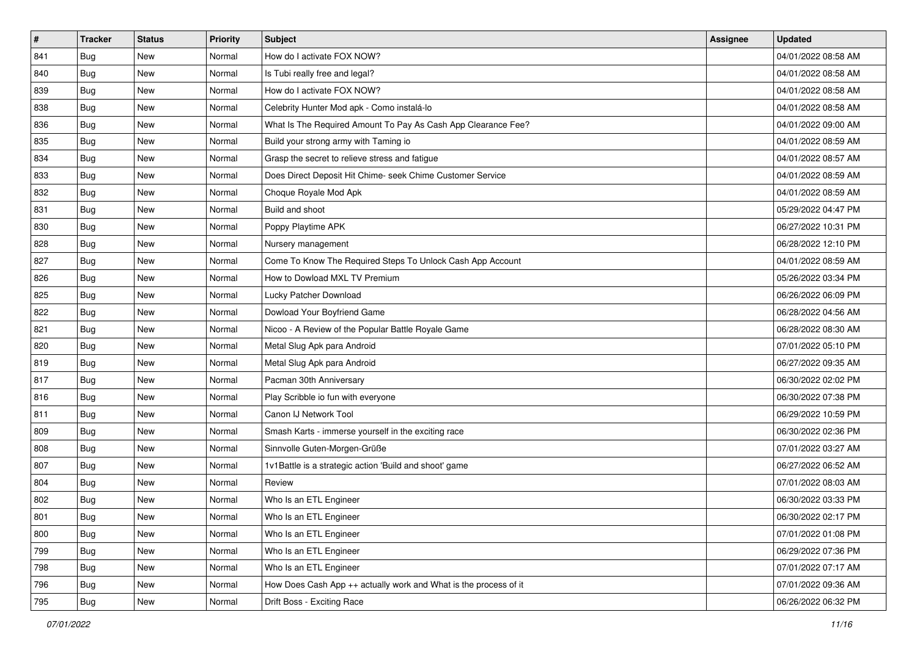| # | Tracker | Status | Priority | Subject | Assignee | Updated |
|---|---|---|---|---|---|---|
| 841 | Bug | New | Normal | How do I activate FOX NOW? | | 04/01/2022 08:58 AM |
| 840 | Bug | New | Normal | Is Tubi really free and legal? | | 04/01/2022 08:58 AM |
| 839 | Bug | New | Normal | How do I activate FOX NOW? | | 04/01/2022 08:58 AM |
| 838 | Bug | New | Normal | Celebrity Hunter Mod apk - Como instalá-lo | | 04/01/2022 08:58 AM |
| 836 | Bug | New | Normal | What Is The Required Amount To Pay As Cash App Clearance Fee? | | 04/01/2022 09:00 AM |
| 835 | Bug | New | Normal | Build your strong army with Taming io | | 04/01/2022 08:59 AM |
| 834 | Bug | New | Normal | Grasp the secret to relieve stress and fatigue | | 04/01/2022 08:57 AM |
| 833 | Bug | New | Normal | Does Direct Deposit Hit Chime- seek Chime Customer Service | | 04/01/2022 08:59 AM |
| 832 | Bug | New | Normal | Choque Royale Mod Apk | | 04/01/2022 08:59 AM |
| 831 | Bug | New | Normal | Build and shoot | | 05/29/2022 04:47 PM |
| 830 | Bug | New | Normal | Poppy Playtime APK | | 06/27/2022 10:31 PM |
| 828 | Bug | New | Normal | Nursery management | | 06/28/2022 12:10 PM |
| 827 | Bug | New | Normal | Come To Know The Required Steps To Unlock Cash App Account | | 04/01/2022 08:59 AM |
| 826 | Bug | New | Normal | How to Dowload MXL TV Premium | | 05/26/2022 03:34 PM |
| 825 | Bug | New | Normal | Lucky Patcher Download | | 06/26/2022 06:09 PM |
| 822 | Bug | New | Normal | Dowload Your Boyfriend Game | | 06/28/2022 04:56 AM |
| 821 | Bug | New | Normal | Nicoo - A Review of the Popular Battle Royale Game | | 06/28/2022 08:30 AM |
| 820 | Bug | New | Normal | Metal Slug Apk para Android | | 07/01/2022 05:10 PM |
| 819 | Bug | New | Normal | Metal Slug Apk para Android | | 06/27/2022 09:35 AM |
| 817 | Bug | New | Normal | Pacman 30th Anniversary | | 06/30/2022 02:02 PM |
| 816 | Bug | New | Normal | Play Scribble io fun with everyone | | 06/30/2022 07:38 PM |
| 811 | Bug | New | Normal | Canon IJ Network Tool | | 06/29/2022 10:59 PM |
| 809 | Bug | New | Normal | Smash Karts - immerse yourself in the exciting race | | 06/30/2022 02:36 PM |
| 808 | Bug | New | Normal | Sinnvolle Guten-Morgen-Grüße | | 07/01/2022 03:27 AM |
| 807 | Bug | New | Normal | 1v1Battle is a strategic action 'Build and shoot' game | | 06/27/2022 06:52 AM |
| 804 | Bug | New | Normal | Review | | 07/01/2022 08:03 AM |
| 802 | Bug | New | Normal | Who Is an ETL Engineer | | 06/30/2022 03:33 PM |
| 801 | Bug | New | Normal | Who Is an ETL Engineer | | 06/30/2022 02:17 PM |
| 800 | Bug | New | Normal | Who Is an ETL Engineer | | 07/01/2022 01:08 PM |
| 799 | Bug | New | Normal | Who Is an ETL Engineer | | 06/29/2022 07:36 PM |
| 798 | Bug | New | Normal | Who Is an ETL Engineer | | 07/01/2022 07:17 AM |
| 796 | Bug | New | Normal | How Does Cash App ++ actually work and What is the process of it | | 07/01/2022 09:36 AM |
| 795 | Bug | New | Normal | Drift Boss - Exciting Race | | 06/26/2022 06:32 PM |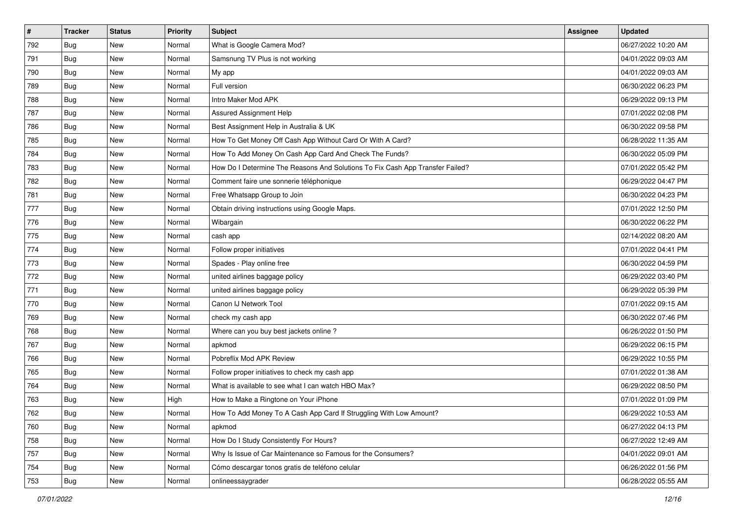| # | Tracker | Status | Priority | Subject | Assignee | Updated |
|---|---|---|---|---|---|---|
| 792 | Bug | New | Normal | What is Google Camera Mod? | | 06/27/2022 10:20 AM |
| 791 | Bug | New | Normal | Samsnung TV Plus is not working | | 04/01/2022 09:03 AM |
| 790 | Bug | New | Normal | My app | | 04/01/2022 09:03 AM |
| 789 | Bug | New | Normal | Full version | | 06/30/2022 06:23 PM |
| 788 | Bug | New | Normal | Intro Maker Mod APK | | 06/29/2022 09:13 PM |
| 787 | Bug | New | Normal | Assured Assignment Help | | 07/01/2022 02:08 PM |
| 786 | Bug | New | Normal | Best Assignment Help in Australia & UK | | 06/30/2022 09:58 PM |
| 785 | Bug | New | Normal | How To Get Money Off Cash App Without Card Or With A Card? | | 06/28/2022 11:35 AM |
| 784 | Bug | New | Normal | How To Add Money On Cash App Card And Check The Funds? | | 06/30/2022 05:09 PM |
| 783 | Bug | New | Normal | How Do I Determine The Reasons And Solutions To Fix Cash App Transfer Failed? | | 07/01/2022 05:42 PM |
| 782 | Bug | New | Normal | Comment faire une sonnerie téléphonique | | 06/29/2022 04:47 PM |
| 781 | Bug | New | Normal | Free Whatsapp Group to Join | | 06/30/2022 04:23 PM |
| 777 | Bug | New | Normal | Obtain driving instructions using Google Maps. | | 07/01/2022 12:50 PM |
| 776 | Bug | New | Normal | Wibargain | | 06/30/2022 06:22 PM |
| 775 | Bug | New | Normal | cash app | | 02/14/2022 08:20 AM |
| 774 | Bug | New | Normal | Follow proper initiatives | | 07/01/2022 04:41 PM |
| 773 | Bug | New | Normal | Spades - Play online free | | 06/30/2022 04:59 PM |
| 772 | Bug | New | Normal | united airlines baggage policy | | 06/29/2022 03:40 PM |
| 771 | Bug | New | Normal | united airlines baggage policy | | 06/29/2022 05:39 PM |
| 770 | Bug | New | Normal | Canon IJ Network Tool | | 07/01/2022 09:15 AM |
| 769 | Bug | New | Normal | check my cash app | | 06/30/2022 07:46 PM |
| 768 | Bug | New | Normal | Where can you buy best jackets online ? | | 06/26/2022 01:50 PM |
| 767 | Bug | New | Normal | apkmod | | 06/29/2022 06:15 PM |
| 766 | Bug | New | Normal | Pobreflix Mod APK Review | | 06/29/2022 10:55 PM |
| 765 | Bug | New | Normal | Follow proper initiatives to check my cash app | | 07/01/2022 01:38 AM |
| 764 | Bug | New | Normal | What is available to see what I can watch HBO Max? | | 06/29/2022 08:50 PM |
| 763 | Bug | New | High | How to Make a Ringtone on Your iPhone | | 07/01/2022 01:09 PM |
| 762 | Bug | New | Normal | How To Add Money To A Cash App Card If Struggling With Low Amount? | | 06/29/2022 10:53 AM |
| 760 | Bug | New | Normal | apkmod | | 06/27/2022 04:13 PM |
| 758 | Bug | New | Normal | How Do I Study Consistently For Hours? | | 06/27/2022 12:49 AM |
| 757 | Bug | New | Normal | Why Is Issue of Car Maintenance so Famous for the Consumers? | | 04/01/2022 09:01 AM |
| 754 | Bug | New | Normal | Cómo descargar tonos gratis de teléfono celular | | 06/26/2022 01:56 PM |
| 753 | Bug | New | Normal | onlineessaygrader | | 06/28/2022 05:55 AM |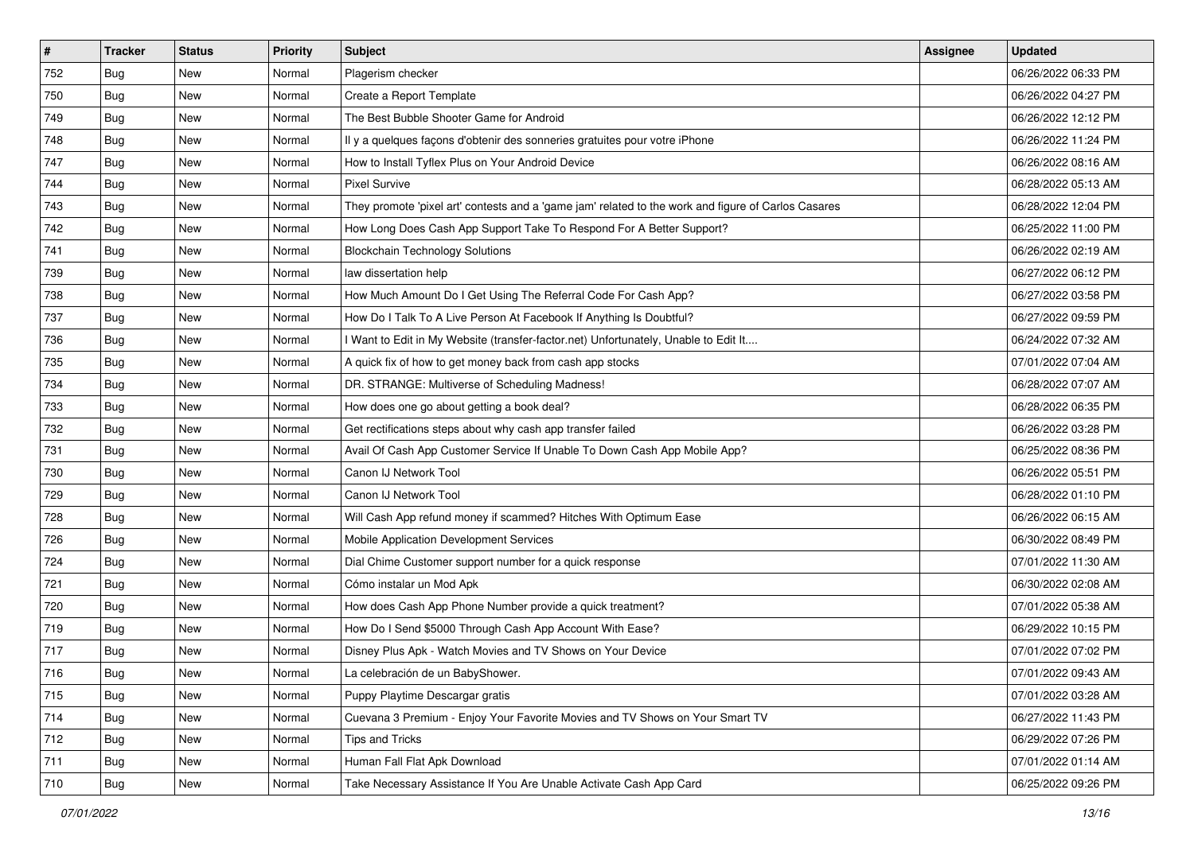| # | Tracker | Status | Priority | Subject | Assignee | Updated |
|---|---|---|---|---|---|---|
| 752 | Bug | New | Normal | Plagerism checker | | 06/26/2022 06:33 PM |
| 750 | Bug | New | Normal | Create a Report Template | | 06/26/2022 04:27 PM |
| 749 | Bug | New | Normal | The Best Bubble Shooter Game for Android | | 06/26/2022 12:12 PM |
| 748 | Bug | New | Normal | Il y a quelques façons d'obtenir des sonneries gratuites pour votre iPhone | | 06/26/2022 11:24 PM |
| 747 | Bug | New | Normal | How to Install Tyflex Plus on Your Android Device | | 06/26/2022 08:16 AM |
| 744 | Bug | New | Normal | Pixel Survive | | 06/28/2022 05:13 AM |
| 743 | Bug | New | Normal | They promote 'pixel art' contests and a 'game jam' related to the work and figure of Carlos Casares | | 06/28/2022 12:04 PM |
| 742 | Bug | New | Normal | How Long Does Cash App Support Take To Respond For A Better Support? | | 06/25/2022 11:00 PM |
| 741 | Bug | New | Normal | Blockchain Technology Solutions | | 06/26/2022 02:19 AM |
| 739 | Bug | New | Normal | law dissertation help | | 06/27/2022 06:12 PM |
| 738 | Bug | New | Normal | How Much Amount Do I Get Using The Referral Code For Cash App? | | 06/27/2022 03:58 PM |
| 737 | Bug | New | Normal | How Do I Talk To A Live Person At Facebook If Anything Is Doubtful? | | 06/27/2022 09:59 PM |
| 736 | Bug | New | Normal | I Want to Edit in My Website (transfer-factor.net) Unfortunately, Unable to Edit It.... | | 06/24/2022 07:32 AM |
| 735 | Bug | New | Normal | A quick fix of how to get money back from cash app stocks | | 07/01/2022 07:04 AM |
| 734 | Bug | New | Normal | DR. STRANGE: Multiverse of Scheduling Madness! | | 06/28/2022 07:07 AM |
| 733 | Bug | New | Normal | How does one go about getting a book deal? | | 06/28/2022 06:35 PM |
| 732 | Bug | New | Normal | Get rectifications steps about why cash app transfer failed | | 06/26/2022 03:28 PM |
| 731 | Bug | New | Normal | Avail Of Cash App Customer Service If Unable To Down Cash App Mobile App? | | 06/25/2022 08:36 PM |
| 730 | Bug | New | Normal | Canon IJ Network Tool | | 06/26/2022 05:51 PM |
| 729 | Bug | New | Normal | Canon IJ Network Tool | | 06/28/2022 01:10 PM |
| 728 | Bug | New | Normal | Will Cash App refund money if scammed? Hitches With Optimum Ease | | 06/26/2022 06:15 AM |
| 726 | Bug | New | Normal | Mobile Application Development Services | | 06/30/2022 08:49 PM |
| 724 | Bug | New | Normal | Dial Chime Customer support number for a quick response | | 07/01/2022 11:30 AM |
| 721 | Bug | New | Normal | Cómo instalar un Mod Apk | | 06/30/2022 02:08 AM |
| 720 | Bug | New | Normal | How does Cash App Phone Number provide a quick treatment? | | 07/01/2022 05:38 AM |
| 719 | Bug | New | Normal | How Do I Send $5000 Through Cash App Account With Ease? | | 06/29/2022 10:15 PM |
| 717 | Bug | New | Normal | Disney Plus Apk - Watch Movies and TV Shows on Your Device | | 07/01/2022 07:02 PM |
| 716 | Bug | New | Normal | La celebración de un BabyShower. | | 07/01/2022 09:43 AM |
| 715 | Bug | New | Normal | Puppy Playtime Descargar gratis | | 07/01/2022 03:28 AM |
| 714 | Bug | New | Normal | Cuevana 3 Premium - Enjoy Your Favorite Movies and TV Shows on Your Smart TV | | 06/27/2022 11:43 PM |
| 712 | Bug | New | Normal | Tips and Tricks | | 06/29/2022 07:26 PM |
| 711 | Bug | New | Normal | Human Fall Flat Apk Download | | 07/01/2022 01:14 AM |
| 710 | Bug | New | Normal | Take Necessary Assistance If You Are Unable Activate Cash App Card | | 06/25/2022 09:26 PM |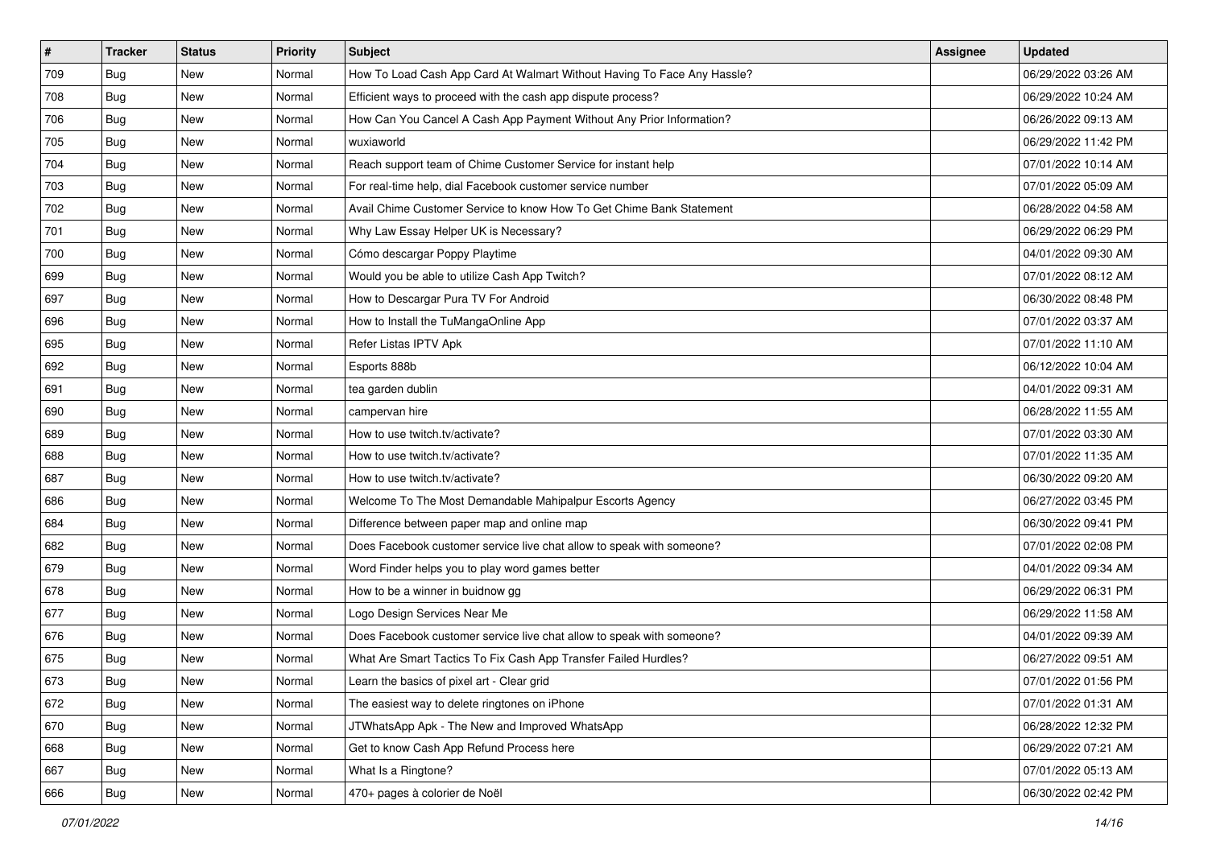| # | Tracker | Status | Priority | Subject | Assignee | Updated |
|---|---|---|---|---|---|---|
| 709 | Bug | New | Normal | How To Load Cash App Card At Walmart Without Having To Face Any Hassle? | | 06/29/2022 03:26 AM |
| 708 | Bug | New | Normal | Efficient ways to proceed with the cash app dispute process? | | 06/29/2022 10:24 AM |
| 706 | Bug | New | Normal | How Can You Cancel A Cash App Payment Without Any Prior Information? | | 06/26/2022 09:13 AM |
| 705 | Bug | New | Normal | wuxiaworld | | 06/29/2022 11:42 PM |
| 704 | Bug | New | Normal | Reach support team of Chime Customer Service for instant help | | 07/01/2022 10:14 AM |
| 703 | Bug | New | Normal | For real-time help, dial Facebook customer service number | | 07/01/2022 05:09 AM |
| 702 | Bug | New | Normal | Avail Chime Customer Service to know How To Get Chime Bank Statement | | 06/28/2022 04:58 AM |
| 701 | Bug | New | Normal | Why Law Essay Helper UK is Necessary? | | 06/29/2022 06:29 PM |
| 700 | Bug | New | Normal | Cómo descargar Poppy Playtime | | 04/01/2022 09:30 AM |
| 699 | Bug | New | Normal | Would you be able to utilize Cash App Twitch? | | 07/01/2022 08:12 AM |
| 697 | Bug | New | Normal | How to Descargar Pura TV For Android | | 06/30/2022 08:48 PM |
| 696 | Bug | New | Normal | How to Install the TuMangaOnline App | | 07/01/2022 03:37 AM |
| 695 | Bug | New | Normal | Refer Listas IPTV Apk | | 07/01/2022 11:10 AM |
| 692 | Bug | New | Normal | Esports 888b | | 06/12/2022 10:04 AM |
| 691 | Bug | New | Normal | tea garden dublin | | 04/01/2022 09:31 AM |
| 690 | Bug | New | Normal | campervan hire | | 06/28/2022 11:55 AM |
| 689 | Bug | New | Normal | How to use twitch.tv/activate? | | 07/01/2022 03:30 AM |
| 688 | Bug | New | Normal | How to use twitch.tv/activate? | | 07/01/2022 11:35 AM |
| 687 | Bug | New | Normal | How to use twitch.tv/activate? | | 06/30/2022 09:20 AM |
| 686 | Bug | New | Normal | Welcome To The Most Demandable Mahipalpur Escorts Agency | | 06/27/2022 03:45 PM |
| 684 | Bug | New | Normal | Difference between paper map and online map | | 06/30/2022 09:41 PM |
| 682 | Bug | New | Normal | Does Facebook customer service live chat allow to speak with someone? | | 07/01/2022 02:08 PM |
| 679 | Bug | New | Normal | Word Finder helps you to play word games better | | 04/01/2022 09:34 AM |
| 678 | Bug | New | Normal | How to be a winner in buidnow gg | | 06/29/2022 06:31 PM |
| 677 | Bug | New | Normal | Logo Design Services Near Me | | 06/29/2022 11:58 AM |
| 676 | Bug | New | Normal | Does Facebook customer service live chat allow to speak with someone? | | 04/01/2022 09:39 AM |
| 675 | Bug | New | Normal | What Are Smart Tactics To Fix Cash App Transfer Failed Hurdles? | | 06/27/2022 09:51 AM |
| 673 | Bug | New | Normal | Learn the basics of pixel art - Clear grid | | 07/01/2022 01:56 PM |
| 672 | Bug | New | Normal | The easiest way to delete ringtones on iPhone | | 07/01/2022 01:31 AM |
| 670 | Bug | New | Normal | JTWhatsApp Apk - The New and Improved WhatsApp | | 06/28/2022 12:32 PM |
| 668 | Bug | New | Normal | Get to know Cash App Refund Process here | | 06/29/2022 07:21 AM |
| 667 | Bug | New | Normal | What Is a Ringtone? | | 07/01/2022 05:13 AM |
| 666 | Bug | New | Normal | 470+ pages à colorier de Noël | | 06/30/2022 02:42 PM |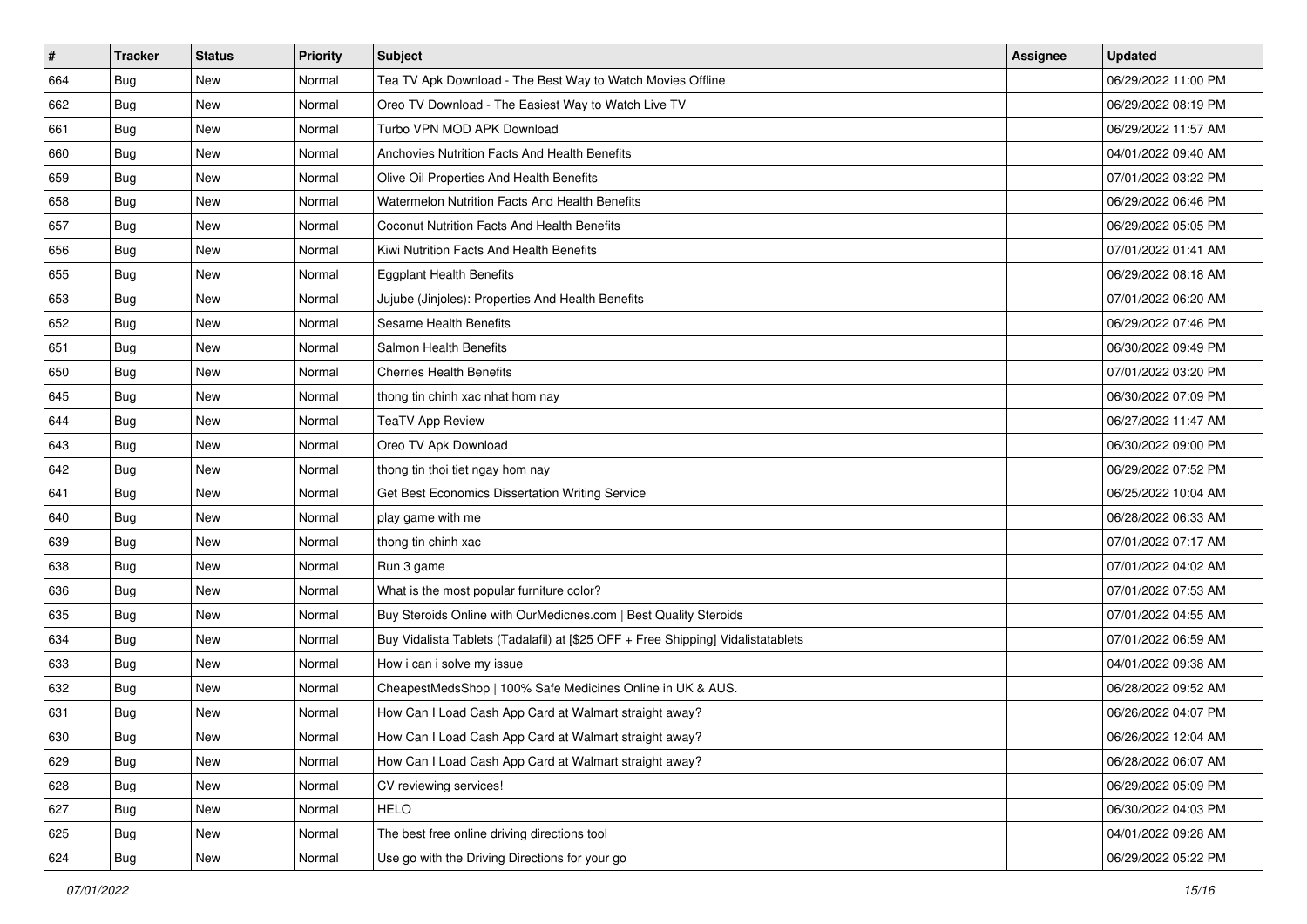| # | Tracker | Status | Priority | Subject | Assignee | Updated |
|---|---|---|---|---|---|---|
| 664 | Bug | New | Normal | Tea TV Apk Download - The Best Way to Watch Movies Offline | | 06/29/2022 11:00 PM |
| 662 | Bug | New | Normal | Oreo TV Download - The Easiest Way to Watch Live TV | | 06/29/2022 08:19 PM |
| 661 | Bug | New | Normal | Turbo VPN MOD APK Download | | 06/29/2022 11:57 AM |
| 660 | Bug | New | Normal | Anchovies Nutrition Facts And Health Benefits | | 04/01/2022 09:40 AM |
| 659 | Bug | New | Normal | Olive Oil Properties And Health Benefits | | 07/01/2022 03:22 PM |
| 658 | Bug | New | Normal | Watermelon Nutrition Facts And Health Benefits | | 06/29/2022 06:46 PM |
| 657 | Bug | New | Normal | Coconut Nutrition Facts And Health Benefits | | 06/29/2022 05:05 PM |
| 656 | Bug | New | Normal | Kiwi Nutrition Facts And Health Benefits | | 07/01/2022 01:41 AM |
| 655 | Bug | New | Normal | Eggplant Health Benefits | | 06/29/2022 08:18 AM |
| 653 | Bug | New | Normal | Jujube (Jinjoles): Properties And Health Benefits | | 07/01/2022 06:20 AM |
| 652 | Bug | New | Normal | Sesame Health Benefits | | 06/29/2022 07:46 PM |
| 651 | Bug | New | Normal | Salmon Health Benefits | | 06/30/2022 09:49 PM |
| 650 | Bug | New | Normal | Cherries Health Benefits | | 07/01/2022 03:20 PM |
| 645 | Bug | New | Normal | thong tin chinh xac nhat hom nay | | 06/30/2022 07:09 PM |
| 644 | Bug | New | Normal | TeaTV App Review | | 06/27/2022 11:47 AM |
| 643 | Bug | New | Normal | Oreo TV Apk Download | | 06/30/2022 09:00 PM |
| 642 | Bug | New | Normal | thong tin thoi tiet ngay hom nay | | 06/29/2022 07:52 PM |
| 641 | Bug | New | Normal | Get Best Economics Dissertation Writing Service | | 06/25/2022 10:04 AM |
| 640 | Bug | New | Normal | play game with me | | 06/28/2022 06:33 AM |
| 639 | Bug | New | Normal | thong tin chinh xac | | 07/01/2022 07:17 AM |
| 638 | Bug | New | Normal | Run 3 game | | 07/01/2022 04:02 AM |
| 636 | Bug | New | Normal | What is the most popular furniture color? | | 07/01/2022 07:53 AM |
| 635 | Bug | New | Normal | Buy Steroids Online with OurMedicnes.com \| Best Quality Steroids | | 07/01/2022 04:55 AM |
| 634 | Bug | New | Normal | Buy Vidalista Tablets (Tadalafil) at [$25 OFF + Free Shipping] Vidalistatablets | | 07/01/2022 06:59 AM |
| 633 | Bug | New | Normal | How i can i solve my issue | | 04/01/2022 09:38 AM |
| 632 | Bug | New | Normal | CheapestMedsShop \| 100% Safe Medicines Online in UK & AUS. | | 06/28/2022 09:52 AM |
| 631 | Bug | New | Normal | How Can I Load Cash App Card at Walmart straight away? | | 06/26/2022 04:07 PM |
| 630 | Bug | New | Normal | How Can I Load Cash App Card at Walmart straight away? | | 06/26/2022 12:04 AM |
| 629 | Bug | New | Normal | How Can I Load Cash App Card at Walmart straight away? | | 06/28/2022 06:07 AM |
| 628 | Bug | New | Normal | CV reviewing services! | | 06/29/2022 05:09 PM |
| 627 | Bug | New | Normal | HELO | | 06/30/2022 04:03 PM |
| 625 | Bug | New | Normal | The best free online driving directions tool | | 04/01/2022 09:28 AM |
| 624 | Bug | New | Normal | Use go with the Driving Directions for your go | | 06/29/2022 05:22 PM |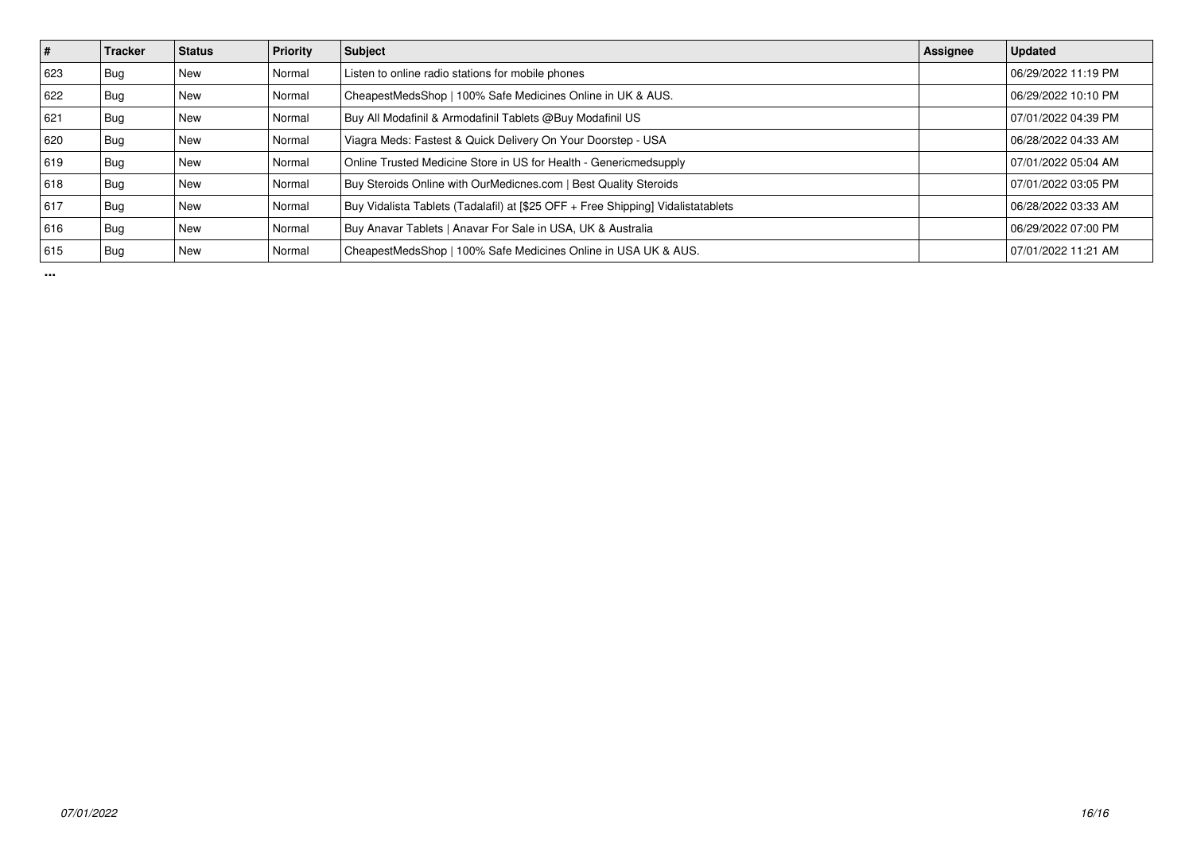| # | Tracker | Status | Priority | Subject | Assignee | Updated |
|---|---|---|---|---|---|---|
| 623 | Bug | New | Normal | Listen to online radio stations for mobile phones | | 06/29/2022 11:19 PM |
| 622 | Bug | New | Normal | CheapestMedsShop \| 100% Safe Medicines Online in UK & AUS. | | 06/29/2022 10:10 PM |
| 621 | Bug | New | Normal | Buy All Modafinil & Armodafinil Tablets @Buy Modafinil US | | 07/01/2022 04:39 PM |
| 620 | Bug | New | Normal | Viagra Meds: Fastest & Quick Delivery On Your Doorstep - USA | | 06/28/2022 04:33 AM |
| 619 | Bug | New | Normal | Online Trusted Medicine Store in US for Health - Genericmedsupply | | 07/01/2022 05:04 AM |
| 618 | Bug | New | Normal | Buy Steroids Online with OurMedicnes.com \| Best Quality Steroids | | 07/01/2022 03:05 PM |
| 617 | Bug | New | Normal | Buy Vidalista Tablets (Tadalafil) at [$25 OFF + Free Shipping] Vidalistatablets | | 06/28/2022 03:33 AM |
| 616 | Bug | New | Normal | Buy Anavar Tablets \| Anavar For Sale in USA, UK & Australia | | 06/29/2022 07:00 PM |
| 615 | Bug | New | Normal | CheapestMedsShop \| 100% Safe Medicines Online in USA UK & AUS. | | 07/01/2022 11:21 AM |

...